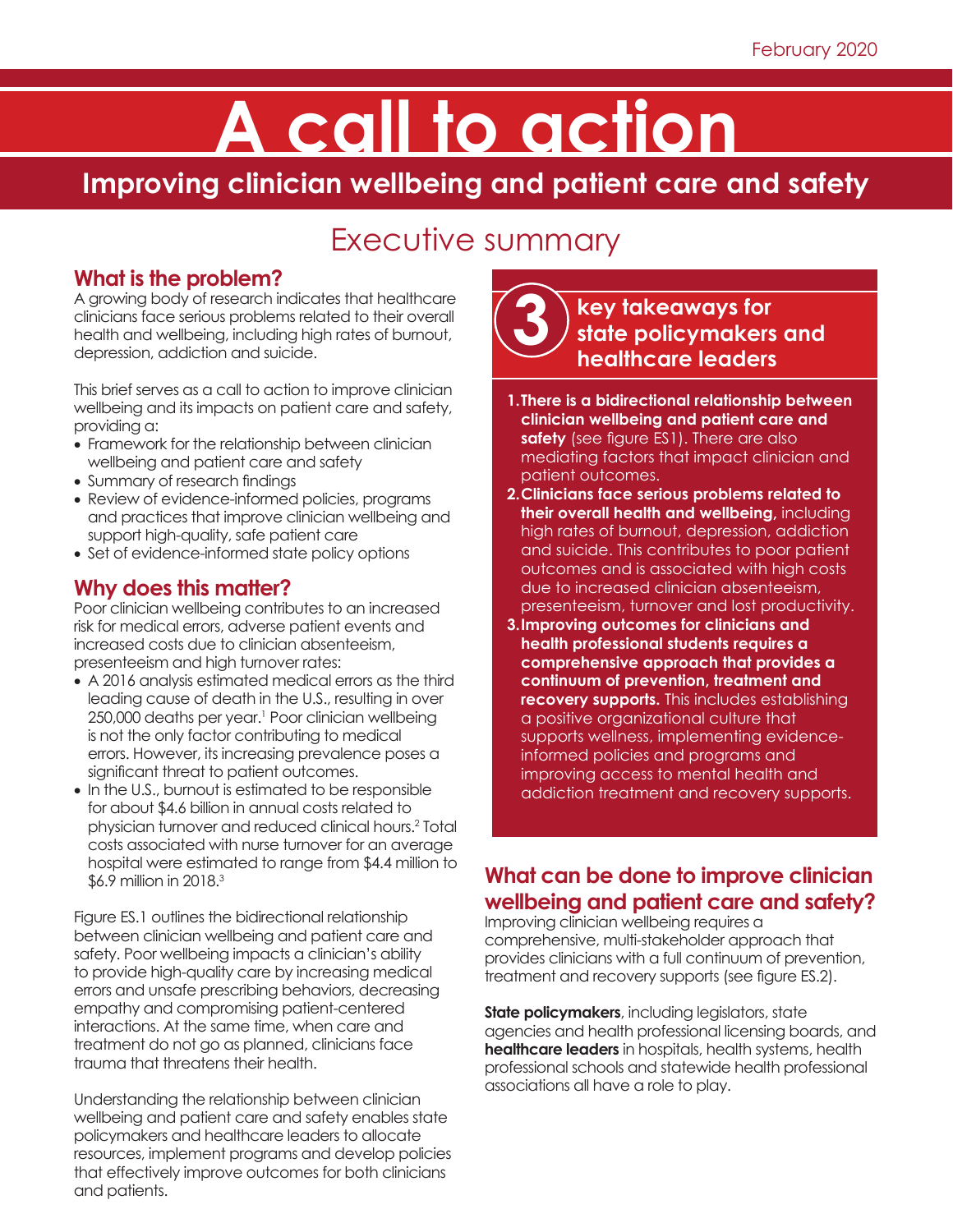February 2020

# A call to action

## Improving clinician wellbeing and patient care and safety

## Executive summary

### What is the problem?

A growing body of research indicates that healthcare clinicians face serious problems related to their overall health and wellbeing, including high rates of burnout, depression, addiction and suicide.

This brief serves as a call to action to improve clinician wellbeing and its impacts on patient care and safety, providing a:

- Framework for the relationship between clinician wellbeing and patient care and safety
- Summary of research findings
- Review of evidence-informed policies, programs and practices that improve clinician wellbeing and support high-quality, safe patient care
- Set of evidence-informed state policy options

### Why does this matter?

Poor clinician wellbeing contributes to an increased risk for medical errors, adverse patient events and increased costs due to clinician absenteeism, presenteeism and high turnover rates:

- A 2016 analysis estimated medical errors as the third leading cause of death in the U.S., resulting in over 250,000 deaths per year.[1] Poor clinician wellbeing is not the only factor contributing to medical errors. However, its increasing prevalence poses a significant threat to patient outcomes.
- In the U.S., burnout is estimated to be responsible for about $4.6 billion in annual costs related to physician turnover and reduced clinical hours.[2] Total costs associated with nurse turnover for an average hospital were estimated to range from $4.4 million to $6.9 million in 2018.[3]

Figure ES.1 outlines the bidirectional relationship between clinician wellbeing and patient care and safety. Poor wellbeing impacts a clinician's ability to provide high-quality care by increasing medical errors and unsafe prescribing behaviors, decreasing empathy and compromising patient-centered interactions. At the same time, when care and treatment do not go as planned, clinicians face trauma that threatens their health.

Understanding the relationship between clinician wellbeing and patient care and safety enables state policymakers and healthcare leaders to allocate resources, implement programs and develop policies that effectively improve outcomes for both clinicians and patients.

### 3 key takeaways for state policymakers and healthcare leaders

1. **There is a bidirectional relationship between clinician wellbeing and patient care and safety** (see figure ES1). There are also mediating factors that impact clinician and patient outcomes.
2. **Clinicians face serious problems related to their overall health and wellbeing,** including high rates of burnout, depression, addiction and suicide. This contributes to poor patient outcomes and is associated with high costs due to increased clinician absenteeism, presenteeism, turnover and lost productivity.
3. **Improving outcomes for clinicians and health professional students requires a comprehensive approach that provides a continuum of prevention, treatment and recovery supports.** This includes establishing a positive organizational culture that supports wellness, implementing evidence-informed policies and programs and improving access to mental health and addiction treatment and recovery supports.

### What can be done to improve clinician wellbeing and patient care and safety?

Improving clinician wellbeing requires a comprehensive, multi-stakeholder approach that provides clinicians with a full continuum of prevention, treatment and recovery supports (see figure ES.2).

**State policymakers**, including legislators, state agencies and health professional licensing boards, and **healthcare leaders** in hospitals, health systems, health professional schools and statewide health professional associations all have a role to play.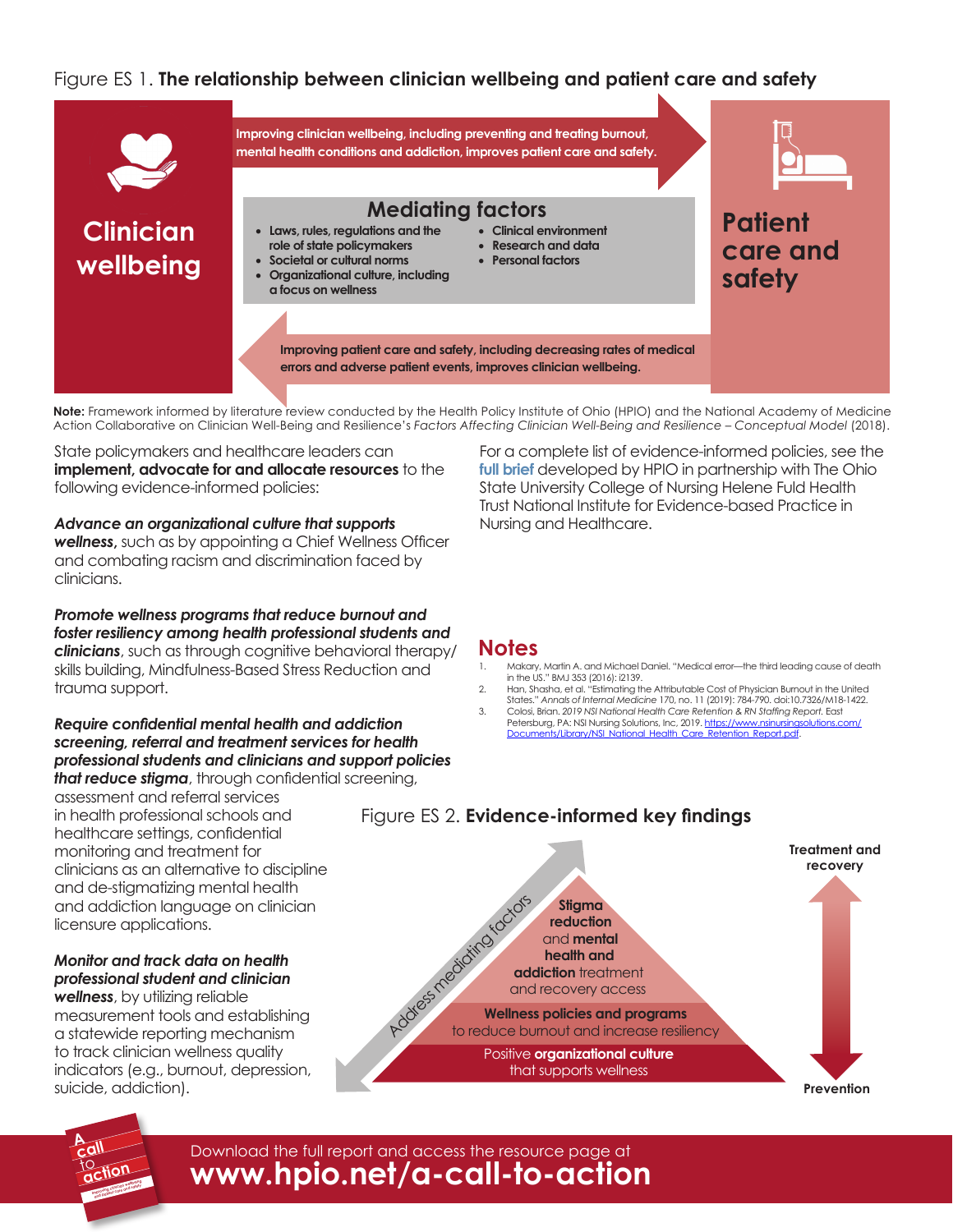Figure ES 1. **The relationship between clinician wellbeing and patient care and safety**

**Clinician wellbeing**

**Improving clinician wellbeing, including preventing and treating burnout, mental health conditions and addiction, improves patient care and safety.**

**Mediating factors**

- Laws, rules, regulations and the role of state policymakers
- Societal or cultural norms
- Organizational culture, including a focus on wellness
- Clinical environment
- Research and data
- Personal factors

**Patient care and safety**

**Improving patient care and safety, including decreasing rates of medical errors and adverse patient events, improves clinician wellbeing.**

**Note:** Framework informed by literature review conducted by the Health Policy Institute of Ohio (HPIO) and the National Academy of Medicine Action Collaborative on Clinician Well-Being and Resilience's *Factors Affecting Clinician Well-Being and Resilience – Conceptual Model* (2018).

State policymakers and healthcare leaders can **implement, advocate for and allocate resources** to the following evidence-informed policies:

***Advance an organizational culture that supports wellness***, such as by appointing a Chief Wellness Officer and combating racism and discrimination faced by clinicians.

***Promote wellness programs that reduce burnout and foster resiliency among health professional students and clinicians***, such as through cognitive behavioral therapy/skills building, Mindfulness-Based Stress Reduction and trauma support.

***Require confidential mental health and addiction screening, referral and treatment services for health professional students and clinicians and support policies that reduce stigma***, through confidential screening, assessment and referral services in health professional schools and healthcare settings, confidential monitoring and treatment for clinicians as an alternative to discipline and de-stigmatizing mental health and addiction language on clinician licensure applications.

***Monitor and track data on health professional student and clinician wellness***, by utilizing reliable measurement tools and establishing a statewide reporting mechanism to track clinician wellness quality indicators (e.g., burnout, depression, suicide, addiction).

For a complete list of evidence-informed policies, see the full brief developed by HPIO in partnership with The Ohio State University College of Nursing Helene Fuld Health Trust National Institute for Evidence-based Practice in Nursing and Healthcare.

## Notes

1. Makary, Martin A. and Michael Daniel. "Medical error—the third leading cause of death in the US." BMJ 353 (2016): i2139.
2. Han, Shasha, et al. "Estimating the Attributable Cost of Physician Burnout in the United States." *Annals of Internal Medicine* 170, no. 11 (2019): 784-790. doi:10.7326/M18-1422.
3. Colosi, Brian. *2019 NSI National Health Care Retention & RN Staffing Report.* East Petersburg, PA: NSI Nursing Solutions, Inc, 2019. https://www.nsinursingsolutions.com/Documents/Library/NSI_National_Health_Care_Retention_Report.pdf.

Figure ES 2. **Evidence-informed key findings**

Address mediating factors

**Stigma reduction** and **mental health and addiction** treatment and recovery access

**Wellness policies and programs** to reduce burnout and increase resiliency

Positive **organizational culture** that supports wellness

**Treatment and recovery**

**Prevention**

Download the full report and access the resource page at
**www.hpio.net/a-call-to-action**